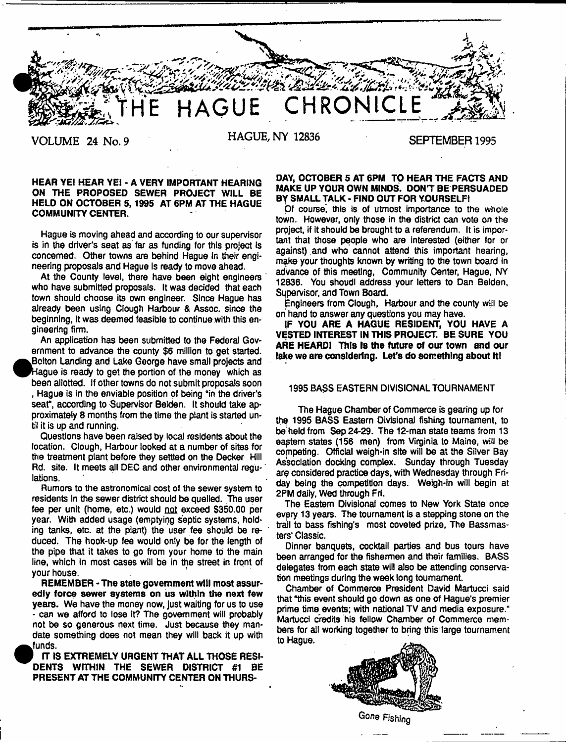# THE HAGUE CHRONICLE

VOLUME 24 No. 9 — HAGUE, NY 12836 — SEPTEMBER 1995

**HEAR YE! HEAR YE! - A VERY IMPORTANT HEARING ON THE PROPOSED SEWER PROJECT WILL BE HELD ON OCTOBER 5, 1995 AT 6PM AT THE HAGUE COMMUNITY CENTER.**

Hague is moving ahead and according to our supervisor is in the driver's seat as far as funding for this project is concerned. Other towns are behind Hague in their engineering proposals and Hague is ready to move ahead.

At the County level, there have been eight engineers who have submitted proposals. It was decided that each town should choose its own engineer. Since Hague has already been using Clough Harbour & Assoc. since the beginning, it was deemed feasible to continue with this engineering firm.

An application has been submitted to the Federal Government to advance the county $6 million to get started. Bolton Landing and Lake George have small projects and Hague is ready to get the portion of the money which as been allotted. If other towns do not submit proposals soon , Hague is in the enviable position of being "in the driver's seat", according to Supervisor Belden. It should take approximately 8 months from the time the plant is started until it is up and running.

Questions have been raised by local residents about the location. Clough, Harbour looked at a number of sites for the treatment plant before they settled on the Decker Hill Rd. site. It meets all DEC and other environmental regulations.

Rumors to the astronomical cost of the sewer system to residents in the sewer district should be quelled. The user fee per unit (home, etc.) would not exceed $350.00 per year. With added usage (emptying septic systems, holding tanks, etc. at the plant) the user fee should be reduced. The hook-up fee would only be for the length of the pipe that it takes to go from your home to the main line, which in most cases will be in the street in front of your house.

**REMEMBER - The state government will most assuredly force sewer systems on us within the next few years.** We have the money now, just waiting for us to use - can we afford to lose it? The government will probably not be so generous next time. Just because they mandate something does not mean they will back it up with funds.

**IT IS EXTREMELY URGENT THAT ALL THOSE RESIDENTS WITHIN THE SEWER DISTRICT #1 BE PRESENT AT THE COMMUNITY CENTER ON THURSDAY, OCTOBER 5 AT 6PM TO HEAR THE FACTS AND MAKE UP YOUR OWN MINDS. DON'T BE PERSUADED BY SMALL TALK - FIND OUT FOR YOURSELF!**

Of course, this is of utmost importance to the whole town. However, only those in the district can vote on the project, if it should be brought to a referendum. It is important that those people who are interested (either for or against) and who cannot attend this important hearing, make your thoughts known by writing to the town board in advance of this meeting, Community Center, Hague, NY 12836. You shoudl address your letters to Dan Belden, Supervisor, and Town Board.

Engineers from Clough, Harbour and the county will be on hand to answer any questions you may have.

**IF YOU ARE A HAGUE RESIDENT, YOU HAVE A VESTED INTEREST IN THIS PROJECT. BE SURE YOU ARE HEARD! This is the future of our town and our lake we are considering. Let's do something about it!**

## 1995 BASS EASTERN DIVISIONAL TOURNAMENT

The Hague Chamber of Commerce is gearing up for the 1995 BASS Eastern Divisional fishing tournament, to be held from Sep 24-29. The 12-man state teams from 13 eastern states (156 men) from Virginia to Maine, will be competing. Official weigh-in site will be at the Silver Bay Association docking complex. Sunday through Tuesday are considered practice days, with Wednesday through Friday being the competition days. Weigh-in will begin at 2PM daily, Wed through Fri.

The Eastern Divisional comes to New York State once every 13 years. The tournament is a stepping stone on the trail to bass fishing's most coveted prize, The Bassmasters' Classic.

Dinner banquets, cocktail parties and bus tours have been arranged for the fishermen and their families. BASS delegates from each state will also be attending conservation meetings during the week long tournament.

Chamber of Commerce President David Martucci said that "this event should go down as one of Hague's premier prime time events; with national TV and media exposure." Martucci credits his fellow Chamber of Commerce members for all working together to bring this large tournament to Hague.

Gone Fishing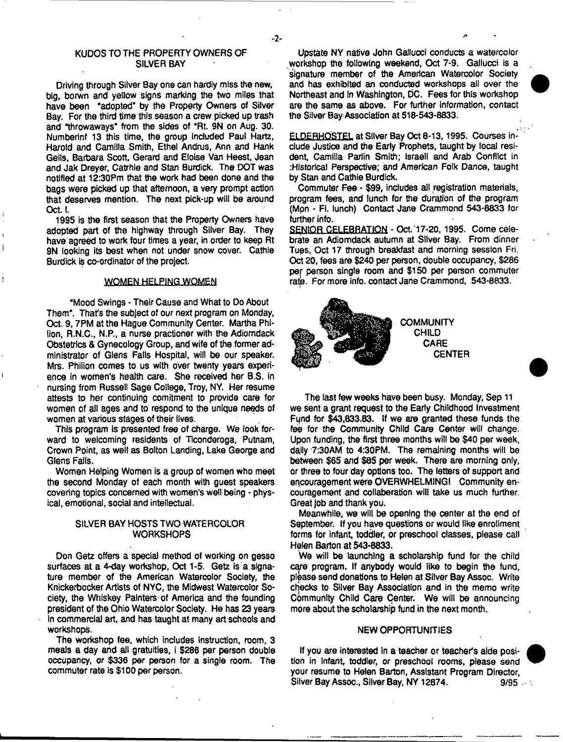## KUDOS TO THE PROPERTY OWNERS OF SILVER BAY

Driving through Silver Bay one can hardly miss the new, big, borwn and yellow signs marking the two miles that have been "adopted" by the Property Owners of Silver Bay. For the third time this season a crew picked up trash and "throwaways" from the sides of "Rt. 9N on Aug. 30. Numberinf 13 this time, the group included Paul Hartz, Harold and Camilla Smith, Ethel Andrus, Ann and Hank Geils, Barbara Scott, Gerard and Eloise Van Heest, Jean and Jak Dreyer, Catrhie and Stan Burdick. The DOT was notified at 12:30Pm that the work had been done and the bags were picked up that afternoon, a very prompt action that deserves mention. The next pick-up will be around Oct. I.

1995 is the first season that the Property Owners have adopted part of the highway through Silver Bay. They have agreed to work four times a year, in order to keep Rt 9N looking its best when not under snow cover. Cathie Burdick is co-ordinator of the project.

## WOMEN HELPING WOMEN

"Mood Swings - Their Cause and What to Do About Them". That's the subject of our next program on Monday, Oct. 9, 7PM at the Hague Community Center. Martha Philion, R.N.C., N.P., a nurse practioner with the Adiorndack Obstetrics & Gynecology Group, and wife of the former administrator of Glens Falls Hospital, will be our speaker. Mrs. Philion comes to us with over twenty years experience in women's health care. She received her B.S. in nursing from Russell Sage College, Troy, NY. Her resume attests to her continuing comitment to provide care for women of all ages and to respond to the unique needs of women at various stages of their lives.

This program is presented free of charge. We look forward to welcoming residents of Ticonderoga, Putnam, Crown Point, as well as Bolton Landing, Lake George and Glens Falls.

Women Helping Women is a group of women who meet the second Monday of each month with guest speakers covering topics concerned with women's well being - physical, emotional, social and intellectual.

## SILVER BAY HOSTS TWO WATERCOLOR WORKSHOPS

Don Getz offers a special method of working on gesso surfaces at a 4-day workshop, Oct 1-5. Getz is a signature member of the American Watercolor Society, the Knickerbocker Artists of NYC, the Midwest Watercolor Society, the Whiskey Painters of America and the founding president of the Ohio Watercolor Society. He has 23 years in commercial art, and has taught at many art schools and workshops.

The workshop fee, which includes instruction, room, 3 meals a day and all gratuities, i $286 per person double occupancy, or $336 per person for a single room. The commuter rate is $100 per person.

Upstate NY native John Gallucci conducts a watercolor workshop the following weekend, Oct 7-9. Gallucci is a signature member of the American Watercolor Society and has exhibited an conducted workshops all over the Northeast and in Washington, DC. Fees for this workshop are the same as above. For further information, contact the Silver Bay Association at 518-543-8833.

ELDERHOSTEL at Silver Bay Oct 8-13, 1995. Courses include Justice and the Early Prophets, taught by local resident, Camilla Parlin Smith; Israeli and Arab Conflict in :Historical Perspective; and American Folk Dance, taught by Stan and Cathie Burdick.

Commuter Fee - $99, includes all registration materials, program fees, and lunch for the duration of the program (Mon - Fi. lunch) Contact Jane Crammond 543-8833 for further info.

SENIOR CELEBRATION - Oct. 17-20, 1995. Come celebrate an Adiorndack autumn at Silver Bay. From dinner Tues, Oct 17 through breakfast and morning session Fri. Oct 20, fees are $240 per person, double occupancy, $286 per person single room and $150 per person commuter rate. For more info. contact Jane Crammond, 543-8833.

## COMMUNITY CHILD CARE CENTER

The last few weeks have been busy. Monday, Sep 11 we sent a grant request to the Early Childhood Investment Fund for $43,833.83. If we are granted these funds the fee for the Community Child Care Center will change. Upon funding, the first three months will be $40 per week, daily 7:30AM to 4:30PM. The remaining months will be between $65 and $85 per week. There are morning only, or three to four day options too. The letters of support and encouragement were OVERWHELMING! Community encouragement and collaberation will take us much further. Great job and thank you.

Meanwhile, we will be opening the center at the end of September. If you have questions or would like enrollment forms for infant, toddler, or preschool classes, please call Helen Barton at 543-8833.

We will be launching a scholarship fund for the child care program. If anybody would like to begin the fund, please send donations to Helen at Silver Bay Assoc. Write checks to Silver Bay Association and in the memo write Community Child Care Center. We will be announcing more about the scholarship fund in the next month.

## NEW OPPORTUNITIES

If you are interested in a teacher or teacher's aide position in infant, toddler, or preschool rooms, please send your resume to Helen Barton, Assistant Program Director, Silver Bay Assoc., Silver Bay, NY 12874. 9/95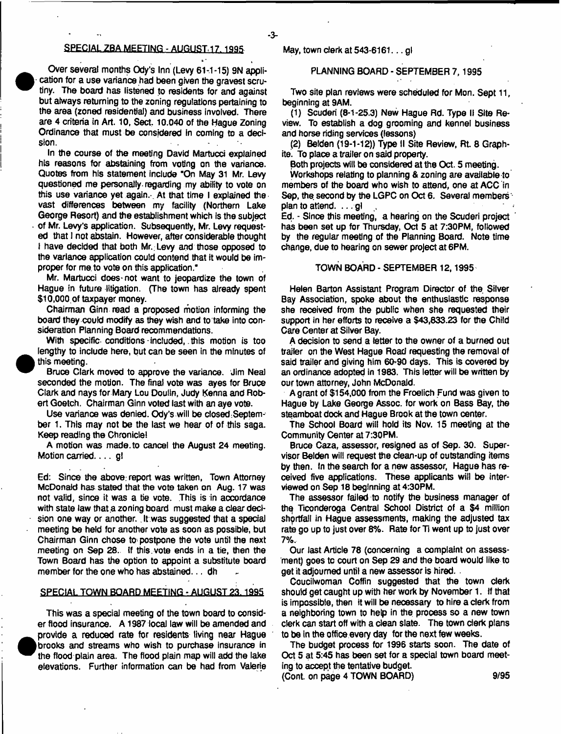## SPECIAL ZBA MEETING - AUGUST 17, 1995

Over several months Ody's Inn (Levy 61-1-15) 9N application for a use variance had been given the gravest scrutiny. The board has listened to residents for and against but always returning to the zoning regulations pertaining to the area (zoned residential) and business involved. There are 4 criteria in Art. 10, Sect. 10.040 of the Hague Zoning Ordinance that must be considered in coming to a decision.

In the course of the meeting David Martucci explained his reasons for abstaining from voting on the variance. Quotes from his statement include "On May 31 Mr. Levy questioned me personally regarding my ability to vote on this use variance yet again. At that time I explained the vast differences between my facility (Northern Lake George Resort) and the establishment which is the subject of Mr. Levy's application. Subsequently, Mr. Levy requested that I not abstain. However, after considerable thought I have decided that both Mr. Levy and those opposed to the variance application could contend that it would be improper for me to vote on this application."

Mr. Martucci does not want to jeopardize the town of Hague in future litigation. (The town has already spent $10,000 of taxpayer money.

Chairman Ginn read a proposed motion informing the board they could modify as they wish and to take into consideration Planning Board recommendations.

With specific conditions included, this motion is too lengthy to include here, but can be seen in the minutes of this meeting.

Bruce Clark moved to approve the variance. Jim Neal seconded the motion. The final vote was ayes for Bruce Clark and nays for Mary Lou Doulin, Judy Kenna and Robert Goetch. Chairman Ginn voted last with an aye vote.

Use variance was denied. Ody's will be closed September 1. This may not be the last we hear of of this saga. Keep reading the Chronicle!

A motion was made to cancel the August 24 meeting. Motion carried. . . . gl

Ed: Since the above report was written, Town Attorney McDonald has stated that the vote taken on Aug. 17 was not valid, since it was a tie vote. This is in accordance with state law that a zoning board must make a clear decision one way or another. It was suggested that a special meeting be held for another vote as soon as possible, but Chairman Ginn chose to postpone the vote until the next meeting on Sep 28. If this vote ends in a tie, then the Town Board has the option to appoint a substitute board member for the one who has abstained. . . dh

## SPECIAL TOWN BOARD MEETING - AUGUST 23, 1995

This was a special meeting of the town board to consider flood insurance. A 1987 local law will be amended and provide a reduced rate for residents living near Hague brooks and streams who wish to purchase insurance in the flood plain area. The flood plain map will add the lake elevations. Further information can be had from Valerie May, town clerk at 543-6161. . . gl

## PLANNING BOARD - SEPTEMBER 7, 1995

Two site plan reviews were scheduled for Mon. Sept 11, beginning at 9AM.

(1) Scuderi (8-1-25.3) New Hague Rd. Type II Site Review. To establish a dog grooming and kennel business and horse riding services (lessons)

(2) Belden (19-1-12)) Type II Site Review, Rt. 8 Graphite. To place a trailer on said property.

Both projects will be considered at the Oct. 5 meeting.

Workshops relating to planning & zoning are available to members of the board who wish to attend, one at ACC in Sep, the second by the LGPC on Oct 6. Several members plan to attend. . . . gl

Ed. - Since this meeting, a hearing on the Scuderi project has been set up for Thursday, Oct 5 at 7:30PM, followed by the regular meeting of the Planning Board. Note time change, due to hearing on sewer project at 6PM.

## TOWN BOARD - SEPTEMBER 12, 1995

Helen Barton Assistant Program Director of the Silver Bay Association, spoke about the enthusiastic response she received from the public when she requested their support in her efforts to receive a $43,833.23 for the Child Care Center at Silver Bay.

A decision to send a letter to the owner of a burned out trailer on the West Hague Road requesting the removal of said trailer and giving him 60-90 days. This is covered by an ordinance adopted in 1983. This letter will be written by our town attorney, John McDonald.

A grant of $154,000 from the Froelich Fund was given to Hague by Lake George Assoc. for work on Bass Bay, the steamboat dock and Hague Brook at the town center.

The School Board will hold its Nov. 15 meeting at the Community Center at 7:30PM.

Bruce Caza, assessor, resigned as of Sep. 30. Supervisor Belden will request the clean-up of outstanding items by then. In the search for a new assessor, Hague has received five applications. These applicants will be interviewed on Sep 18 beginning at 4:30PM.

The assessor failed to notify the business manager of the Ticonderoga Central School District of a $4 million shortfall in Hague assessments, making the adjusted tax rate go up to just over 8%. Rate for Ti went up to just over 7%.

Our last Article 78 (concerning a complaint on assessment) goes to court on Sep 29 and the board would like to get it adjourned until a new assessor is hired.

Coucilwoman Coffin suggested that the town clerk should get caught up with her work by November 1. If that is impossible, then it will be necessary to hire a clerk from a neighboring town to help in the process so a new town clerk can start off with a clean slate. The town clerk plans to be in the office every day for the next few weeks.

The budget process for 1996 starts soon. The date of Oct 5 at 5:45 has been set for a special town board meeting to accept the tentative budget.

(Cont. on page 4 TOWN BOARD)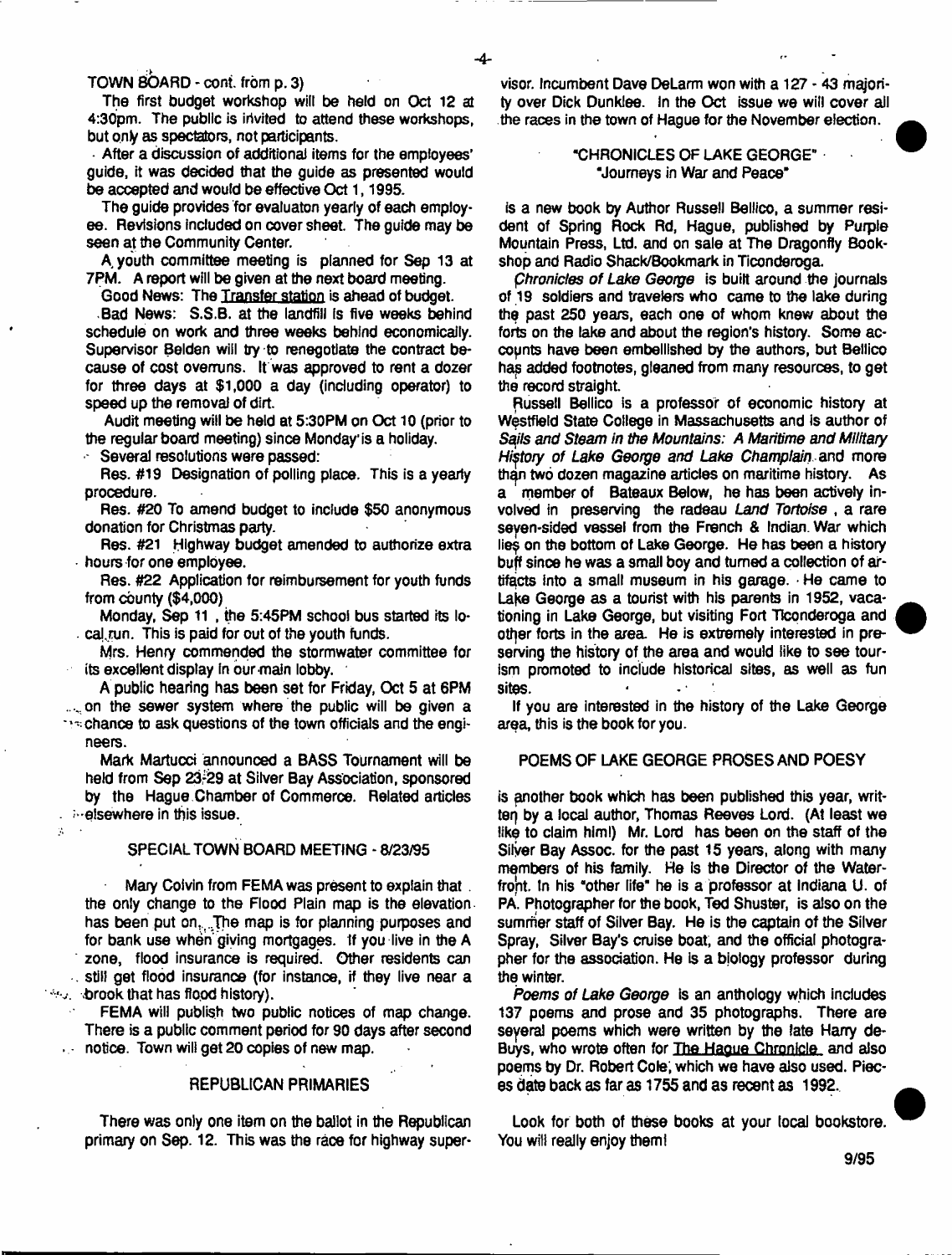TOWN BOARD - cont. from p. 3)

The first budget workshop will be held on Oct 12 at 4:30pm. The public is invited to attend these workshops, but only as spectators, not participants.

After a discussion of additional items for the employees' guide, it was decided that the guide as presented would be accepted and would be effective Oct 1, 1995.

The guide provides for evaluaton yearly of each employee. Revisions included on cover sheet. The guide may be seen at the Community Center.

A youth committee meeting is planned for Sep 13 at 7PM. A report will be given at the next board meeting.

Good News: The Transfer station is ahead of budget.

Bad News: S.S.B. at the landfill is five weeks behind schedule on work and three weeks behind economically. Supervisor Belden will try to renegotiate the contract because of cost overruns. It was approved to rent a dozer for three days at $1,000 a day (including operator) to speed up the removal of dirt.

Audit meeting will be held at 5:30PM on Oct 10 (prior to the regular board meeting) since Monday is a holiday.

Several resolutions were passed:

Res. #19 Designation of polling place. This is a yearly procedure.

Res. #20 To amend budget to include $50 anonymous donation for Christmas party.

Res. #21 Highway budget amended to authorize extra hours for one employee.

Res. #22 Application for reimbursement for youth funds from county ($4,000)

Monday, Sep 11, the 5:45PM school bus started its local run. This is paid for out of the youth funds.

Mrs. Henry commended the stormwater committee for its excellent display in our main lobby.

A public hearing has been set for Friday, Oct 5 at 6PM on the sewer system where the public will be given a chance to ask questions of the town officials and the engineers.

Mark Martucci announced a BASS Tournament will be held from Sep 23-29 at Silver Bay Association, sponsored by the Hague Chamber of Commerce. Related articles elsewhere in this issue.

## SPECIAL TOWN BOARD MEETING - 8/23/95

Mary Colvin from FEMA was present to explain that the only change to the Flood Plain map is the elevation has been put on. The map is for planning purposes and for bank use when giving mortgages. If you live in the A zone, flood insurance is required. Other residents can still get flood insurance (for instance, if they live near a brook that has flood history).

FEMA will publish two public notices of map change. There is a public comment period for 90 days after second notice. Town will get 20 copies of new map.

## REPUBLICAN PRIMARIES

There was only one item on the ballot in the Republican primary on Sep. 12. This was the race for highway supervisor. Incumbent Dave DeLarm won with a 127 - 43 majority over Dick Dunklee. In the Oct issue we will cover all the races in the town of Hague for the November election.

## "CHRONICLES OF LAKE GEORGE" "Journeys in War and Peace"

is a new book by Author Russell Bellico, a summer resident of Spring Rock Rd, Hague, published by Purple Mountain Press, Ltd. and on sale at The Dragonfly Bookshop and Radio Shack/Bookmark in Ticonderoga.

*Chronicles of Lake George* is built around the journals of 19 soldiers and travelers who came to the lake during the past 250 years, each one of whom knew about the forts on the lake and about the region's history. Some accounts have been embellished by the authors, but Bellico has added footnotes, gleaned from many resources, to get the record straight.

Russell Bellico is a professor of economic history at Westfield State College in Massachusetts and is author of *Sails and Steam in the Mountains: A Maritime and Military History of Lake George and Lake Champlain* and more than two dozen magazine articles on maritime history. As a member of Bateaux Below, he has been actively involved in preserving the radeau *Land Tortoise*, a rare seven-sided vessel from the French & Indian War which lies on the bottom of Lake George. He has been a history buff since he was a small boy and turned a collection of artifacts into a small museum in his garage. He came to Lake George as a tourist with his parents in 1952, vacationing in Lake George, but visiting Fort Ticonderoga and other forts in the area. He is extremely interested in preserving the history of the area and would like to see tourism promoted to include historical sites, as well as fun sites.

If you are interested in the history of the Lake George area, this is the book for you.

## POEMS OF LAKE GEORGE PROSES AND POESY

is another book which has been published this year, written by a local author, Thomas Reeves Lord. (At least we like to claim him!) Mr. Lord has been on the staff of the Silver Bay Assoc. for the past 15 years, along with many members of his family. He is the Director of the Waterfront. In his "other life" he is a professor at Indiana U. of PA. Photographer for the book, Ted Shuster, is also on the summer staff of Silver Bay. He is the captain of the Silver Spray, Silver Bay's cruise boat, and the official photographer for the association. He is a biology professor during the winter.

*Poems of Lake George* is an anthology which includes 137 poems and prose and 35 photographs. There are several poems which were written by the late Harry deBuys, who wrote often for The Hague Chronicle and also poems by Dr. Robert Cole, which we have also used. Pieces date back as far as 1755 and as recent as 1992.

Look for both of these books at your local bookstore. You will really enjoy them!

9/95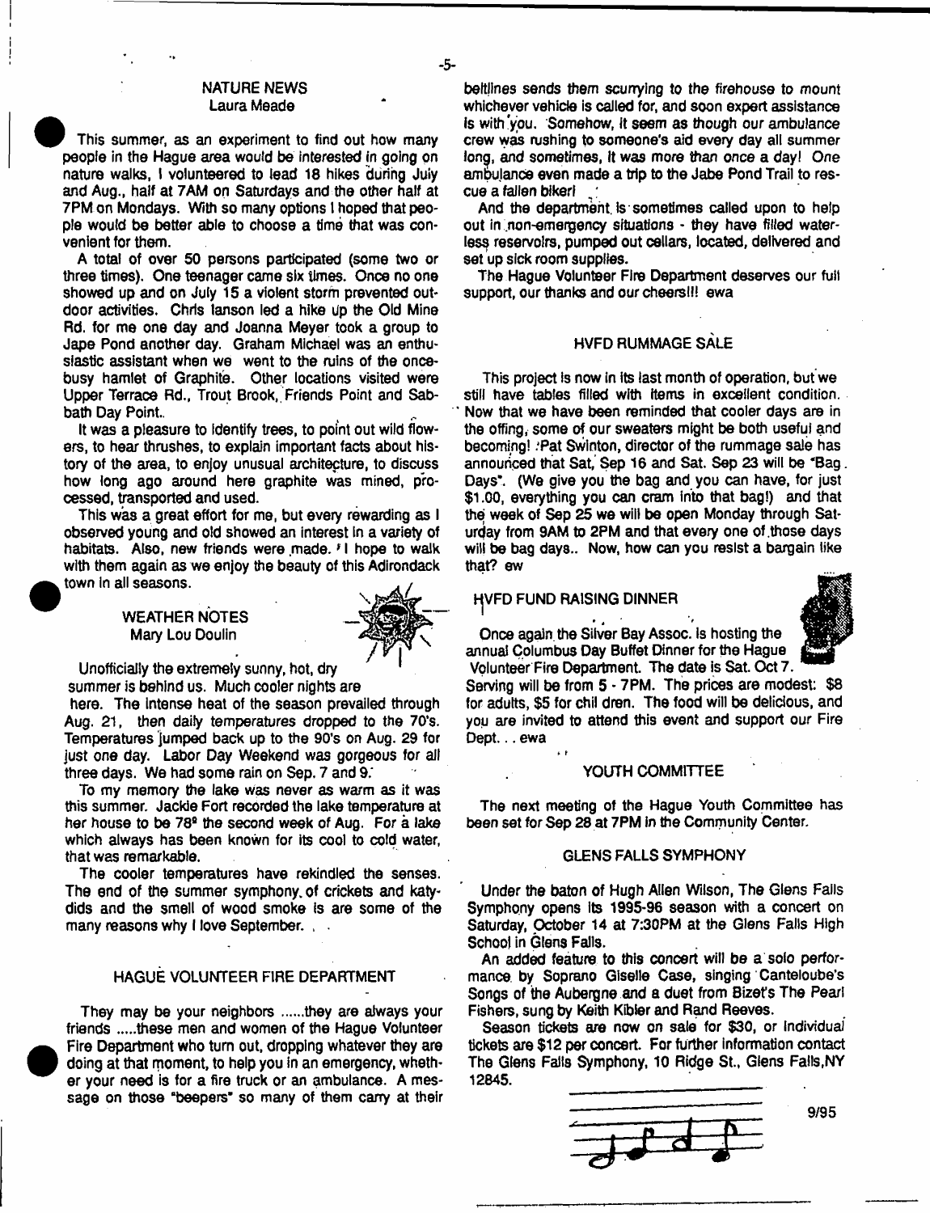## NATURE NEWS
Laura Meade

This summer, as an experiment to find out how many people in the Hague area would be interested in going on nature walks, I volunteered to lead 18 hikes during July and Aug., half at 7AM on Saturdays and the other half at 7PM on Mondays. With so many options I hoped that people would be better able to choose a time that was convenient for them.

A total of over 50 persons participated (some two or three times). One teenager came six times. Once no one showed up and on July 15 a violent storm prevented outdoor activities. Chris Ianson led a hike up the Old Mine Rd. for me one day and Joanna Meyer took a group to Jape Pond another day. Graham Michael was an enthusiastic assistant when we went to the ruins of the once-busy hamlet of Graphite. Other locations visited were Upper Terrace Rd., Trout Brook, Friends Point and Sabbath Day Point.

It was a pleasure to identify trees, to point out wild flowers, to hear thrushes, to explain important facts about history of the area, to enjoy unusual architecture, to discuss how long ago around here graphite was mined, processed, transported and used.

This was a great effort for me, but every rewarding as I observed young and old showed an interest in a variety of habitats. Also, new friends were made. I hope to walk with them again as we enjoy the beauty of this Adirondack town in all seasons.

## WEATHER NOTES
Mary Lou Doulin

Unofficially the extremely sunny, hot, dry summer is behind us. Much cooler nights are here. The intense heat of the season prevailed through Aug. 21, then daily temperatures dropped to the 70's. Temperatures jumped back up to the 90's on Aug. 29 for just one day. Labor Day Weekend was gorgeous for all three days. We had some rain on Sep. 7 and 9.

To my memory the lake was never as warm as it was this summer. Jackie Fort recorded the lake temperature at her house to be 78º the second week of Aug. For a lake which always has been known for its cool to cold water, that was remarkable.

The cooler temperatures have rekindled the senses. The end of the summer symphony of crickets and katydids and the smell of wood smoke is are some of the many reasons why I love September.

## HAGUE VOLUNTEER FIRE DEPARTMENT

They may be your neighbors ......they are always your friends .....these men and women of the Hague Volunteer Fire Department who turn out, dropping whatever they are doing at that moment, to help you in an emergency, whether your need is for a fire truck or an ambulance. A message on those "beepers" so many of them carry at their beltlines sends them scurrying to the firehouse to mount whichever vehicle is called for, and soon expert assistance is with you. Somehow, it seem as though our ambulance crew was rushing to someone's aid every day all summer long, and sometimes, it was more than once a day! One ambulance even made a trip to the Jabe Pond Trail to rescue a fallen biker!

And the department is sometimes called upon to help out in non-emergency situations - they have filled waterless reservoirs, pumped out cellars, located, delivered and set up sick room supplies.

The Hague Volunteer Fire Department deserves our full support, our thanks and our cheers!!! ewa

## HVFD RUMMAGE SALE

This project is now in its last month of operation, but we still have tables filled with items in excellent condition. Now that we have been reminded that cooler days are in the offing, some of our sweaters might be both useful and becoming! Pat Swinton, director of the rummage sale has announced that Sat, Sep 16 and Sat. Sep 23 will be "Bag Days". (We give you the bag and you can have, for just $1.00, everything you can cram into that bag!) and that the week of Sep 25 we will be open Monday through Saturday from 9AM to 2PM and that every one of those days will be bag days.. Now, how can you resist a bargain like that? ew

## HVFD FUND RAISING DINNER

Once again the Silver Bay Assoc. is hosting the annual Columbus Day Buffet Dinner for the Hague Volunteer Fire Department. The date is Sat. Oct 7. Serving will be from 5 - 7PM. The prices are modest: $8 for adults, $5 for children. The food will be delicious, and you are invited to attend this event and support our Fire Dept. . . ewa

## YOUTH COMMITTEE

The next meeting of the Hague Youth Committee has been set for Sep 28 at 7PM in the Community Center.

## GLENS FALLS SYMPHONY

Under the baton of Hugh Allen Wilson, The Glens Falls Symphony opens its 1995-96 season with a concert on Saturday, October 14 at 7:30PM at the Glens Falls High School in Glens Falls.

An added feature to this concert will be a solo performance by Soprano Giselle Case, singing Canteloube's Songs of the Aubergne and a duet from Bizet's The Pearl Fishers, sung by Keith Kibler and Rand Reeves.

Season tickets are now on sale for $30, or individual tickets are $12 per concert. For further information contact The Glens Falls Symphony, 10 Ridge St., Glens Falls,NY 12845.

9/95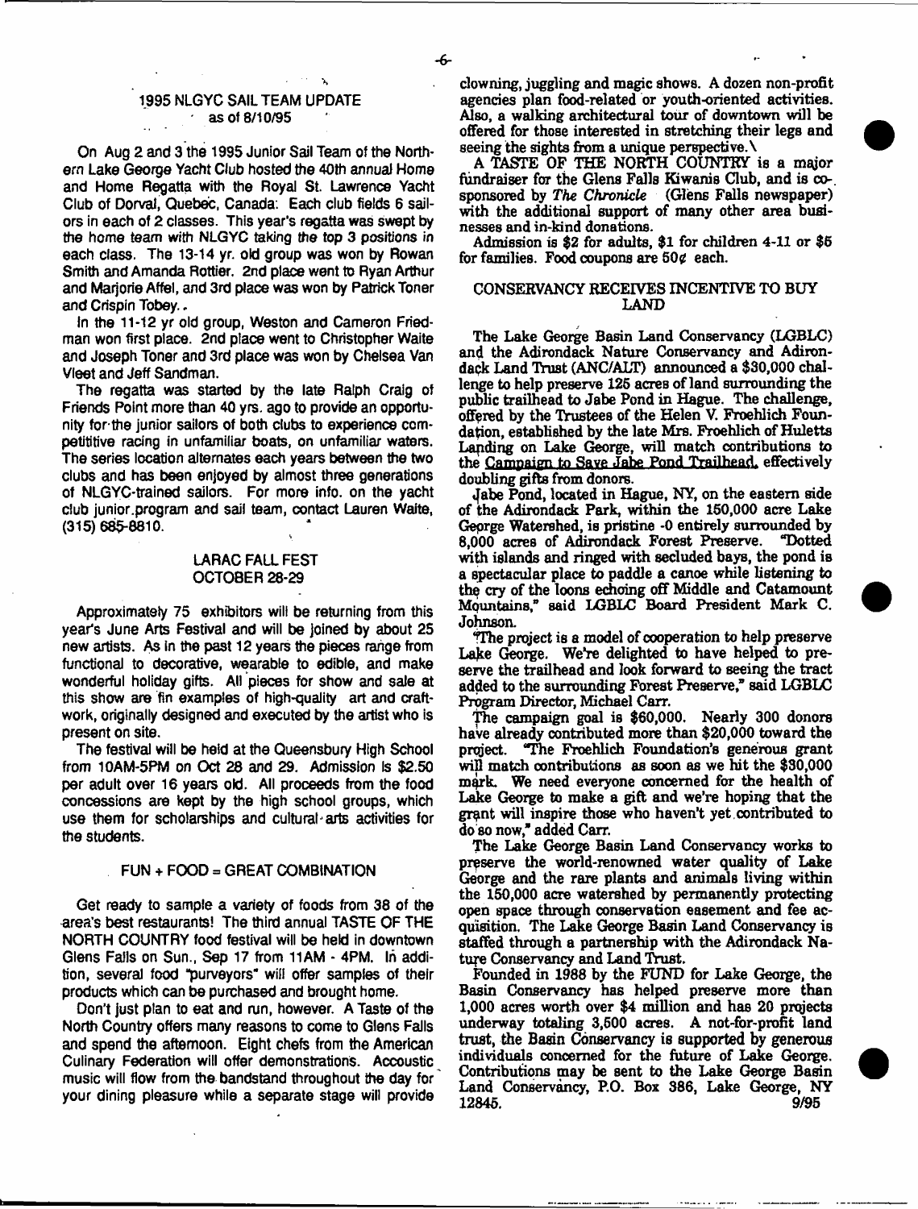## 1995 NLGYC SAIL TEAM UPDATE
as of 8/10/95

On Aug 2 and 3 the 1995 Junior Sail Team of the Northern Lake George Yacht Club hosted the 40th annual Home and Home Regatta with the Royal St. Lawrence Yacht Club of Dorval, Quebec, Canada: Each club fields 6 sailors in each of 2 classes. This year's regatta was swept by the home team with NLGYC taking the top 3 positions in each class. The 13-14 yr. old group was won by Rowan Smith and Amanda Rottier. 2nd place went to Ryan Arthur and Marjorie Affel, and 3rd place was won by Patrick Toner and Crispin Tobey..

In the 11-12 yr old group, Weston and Cameron Friedman won first place. 2nd place went to Christopher Waite and Joseph Toner and 3rd place was won by Chelsea Van Vleet and Jeff Sandman.

The regatta was started by the late Ralph Craig of Friends Point more than 40 yrs. ago to provide an opportunity for the junior sailors of both clubs to experience compettitive racing in unfamiliar boats, on unfamiliar waters. The series location alternates each years between the two clubs and has been enjoyed by almost three generations of NLGYC-trained sailors. For more info. on the yacht club junior program and sail team, contact Lauren Waite, (315) 685-8810.

## LARAC FALL FEST
OCTOBER 28-29

Approximately 75 exhibitors will be returning from this year's June Arts Festival and will be joined by about 25 new artists. As in the past 12 years the pieces range from functional to decorative, wearable to edible, and make wonderful holiday gifts. All pieces for show and sale at this show are fin examples of high-quality art and craftwork, originally designed and executed by the artist who is present on site.

The festival will be held at the Queensbury High School from 10AM-5PM on Oct 28 and 29. Admission is $2.50 per adult over 16 years old. All proceeds from the food concessions are kept by the high school groups, which use them for scholarships and cultural arts activities for the students.

## FUN + FOOD = GREAT COMBINATION

Get ready to sample a variety of foods from 38 of the area's best restaurants! The third annual TASTE OF THE NORTH COUNTRY food festival will be held in downtown Glens Falls on Sun., Sep 17 from 11AM - 4PM. In addition, several food "purveyors" will offer samples of their products which can be purchased and brought home.

Don't just plan to eat and run, however. A Taste of the North Country offers many reasons to come to Glens Falls and spend the afternoon. Eight chefs from the American Culinary Federation will offer demonstrations. Accoustic music will flow from the bandstand throughout the day for your dining pleasure while a separate stage will provide clowning, juggling and magic shows. A dozen non-profit agencies plan food-related or youth-oriented activities. Also, a walking architectural tour of downtown will be offered for those interested in stretching their legs and seeing the sights from a unique perspective.

A TASTE OF THE NORTH COUNTRY is a major fundraiser for the Glens Falls Kiwanis Club, and is co-sponsored by *The Chronicle* (Glens Falls newspaper) with the additional support of many other area businesses and in-kind donations.

Admission is $2 for adults, $1 for children 4-11 or $5 for families. Food coupons are 50¢ each.

## CONSERVANCY RECEIVES INCENTIVE TO BUY LAND

The Lake George Basin Land Conservancy (LGBLC) and the Adirondack Nature Conservancy and Adirondack Land Trust (ANC/ALT) announced a $30,000 challenge to help preserve 125 acres of land surrounding the public trailhead to Jabe Pond in Hague. The challenge, offered by the Trustees of the Helen V. Froehlich Foundation, established by the late Mrs. Froehlich of Huletts Landing on Lake George, will match contributions to the Campaign to Save Jabe Pond Trailhead, effectively doubling gifts from donors.

Jabe Pond, located in Hague, NY, on the eastern side of the Adirondack Park, within the 150,000 acre Lake George Watershed, is pristine -0 entirely surrounded by 8,000 acres of Adirondack Forest Preserve. "Dotted with islands and ringed with secluded bays, the pond is a spectacular place to paddle a canoe while listening to the cry of the loons echoing off Middle and Catamount Mountains," said LGBLC Board President Mark C. Johnson.

"The project is a model of cooperation to help preserve Lake George. We're delighted to have helped to preserve the trailhead and look forward to seeing the tract added to the surrounding Forest Preserve," said LGBLC Program Director, Michael Carr.

The campaign goal is $60,000. Nearly 300 donors have already contributed more than $20,000 toward the project. "The Froehlich Foundation's generous grant will match contributions as soon as we hit the $30,000 mark. We need everyone concerned for the health of Lake George to make a gift and we're hoping that the grant will inspire those who haven't yet contributed to do so now," added Carr.

The Lake George Basin Land Conservancy works to preserve the world-renowned water quality of Lake George and the rare plants and animals living within the 150,000 acre watershed by permanently protecting open space through conservation easement and fee acquisition. The Lake George Basin Land Conservancy is staffed through a partnership with the Adirondack Nature Conservancy and Land Trust.

Founded in 1988 by the FUND for Lake George, the Basin Conservancy has helped preserve more than 1,000 acres worth over $4 million and has 20 projects underway totaling 3,500 acres. A not-for-profit land trust, the Basin Conservancy is supported by generous individuals concerned for the future of Lake George. Contributions may be sent to the Lake George Basin Land Conservancy, P.O. Box 386, Lake George, NY 12845. 9/95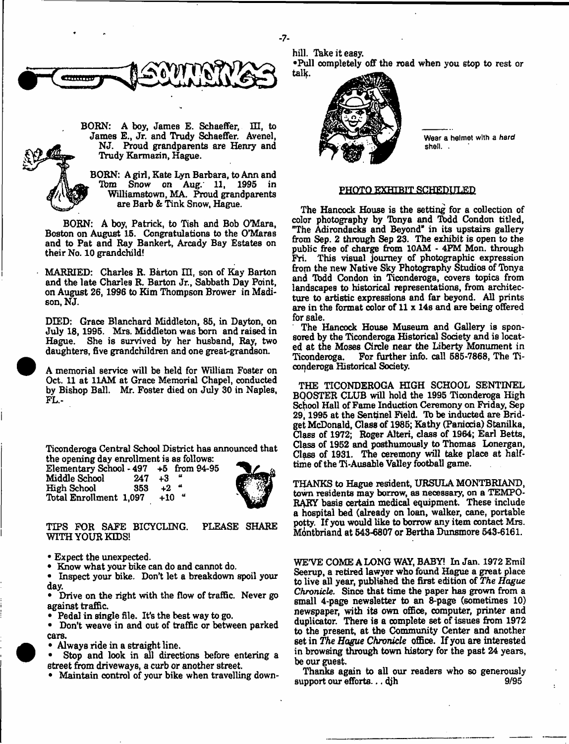# SOUNDINGS

BORN: A boy, James E. Schaeffer, III, to James E., Jr. and Trudy Schaeffer. Avenel, NJ. Proud grandparents are Henry and Trudy Karmazin, Hague.

BORN: A girl, Kate Lyn Barbara, to Ann and Tom Snow on Aug. 11, 1995 in Williamstown, MA. Proud grandparents are Barb & Tink Snow, Hague.

BORN: A boy, Patrick, to Tish and Bob O'Mara, Boston on August 15. Congratulations to the O'Maras and to Pat and Ray Bankert, Arcady Bay Estates on their No. 10 grandchild!

MARRIED: Charles R. Barton III, son of Kay Barton and the late Charles R. Barton Jr., Sabbath Day Point, on August 26, 1996 to Kim Thompson Brower in Madison, NJ.

DIED: Grace Blanchard Middleton, 85, in Dayton, on July 18, 1995. Mrs. Middleton was born and raised in Hague. She is survived by her husband, Ray, two daughters, five grandchildren and one great-grandson.

A memorial service will be held for William Foster on Oct. 11 at 11AM at Grace Memorial Chapel, conducted by Bishop Ball. Mr. Foster died on July 30 in Naples, FL.

Ticonderoga Central School District has announced that the opening day enrollment is as follows:

| | | |
|---|---|---|
| Elementary School | 497 | +5 from 94-95 |
| Middle School | 247 | +3 " |
| High School | 353 | +2 " |
| Total Enrollment | 1,097 | +10 " |

TIPS FOR SAFE BICYCLING. PLEASE SHARE WITH YOUR KIDS!

- Expect the unexpected.
- Know what your bike can do and cannot do.
- Inspect your bike. Don't let a breakdown spoil your day.
- Drive on the right with the flow of traffic. Never go against traffic.
- Pedal in single file. It's the best way to go.
- Don't weave in and out of traffic or between parked cars.
- Always ride in a straight line.
- Stop and look in all directions before entering a street from driveways, a curb or another street.
- Maintain control of your bike when travelling downhill. Take it easy.
- Pull completely off the road when you stop to rest or talk.

Wear a helmet with a *hard* shell.

## PHOTO EXHIBIT SCHEDULED

The Hancock House is the setting for a collection of color photography by Tonya and Todd Condon titled, "The Adirondacks and Beyond" in its upstairs gallery from Sep. 2 through Sep 23. The exhibit is open to the public free of charge from 10AM - 4PM Mon. through Fri. This visual journey of photographic expression from the new Native Sky Photography Studios of Tonya and Todd Condon in Ticonderoga, covers topics from landscapes to historical representations, from architecture to artistic expressions and far beyond. All prints are in the format color of 11 x 14s and are being offered for sale.

The Hancock House Museum and Gallery is sponsored by the Ticonderoga Historical Society and is located at the Moses Circle near the Liberty Monument in Ticonderoga. For further info. call 585-7868, The Ticonderoga Historical Society.

THE TICONDEROGA HIGH SCHOOL SENTINEL BOOSTER CLUB will hold the 1995 Ticonderoga High School Hall of Fame Induction Ceremony on Friday, Sep 29, 1995 at the Sentinel Field. To be inducted are Bridget McDonald, Class of 1985; Kathy (Paniccia) Stanilka, Class of 1972; Roger Alteri, class of 1964; Earl Betts, Class of 1952 and posthumously to Thomas Lonergan, Class of 1931. The ceremony will take place at halftime of the Ti-Ausable Valley football game.

THANKS to Hague resident, URSULA MONTBRIAND, town residents may borrow, as necessary, on a TEMPORARY basis certain medical equipment. These include a hospital bed (already on loan, walker, cane, portable potty. If you would like to borrow any item contact Mrs. Montbriand at 543-6807 or Bertha Dunsmore 543-6161.

WE'VE COME A LONG WAY, BABY! In Jan. 1972 Emil Seerup, a retired lawyer who found Hague a great place to live all year, published the first edition of *The Hague Chronicle.* Since that time the paper has grown from a small 4-page newsletter to an 8-page (sometimes 10) newspaper, with its own office, computer, printer and duplicator. There is a complete set of issues from 1972 to the present, at the Community Center and another set in *The Hague Chronicle* office. If you are interested in browsing through town history for the past 24 years, be our guest.

Thanks again to all our readers who so generously support our efforts... djh 9/95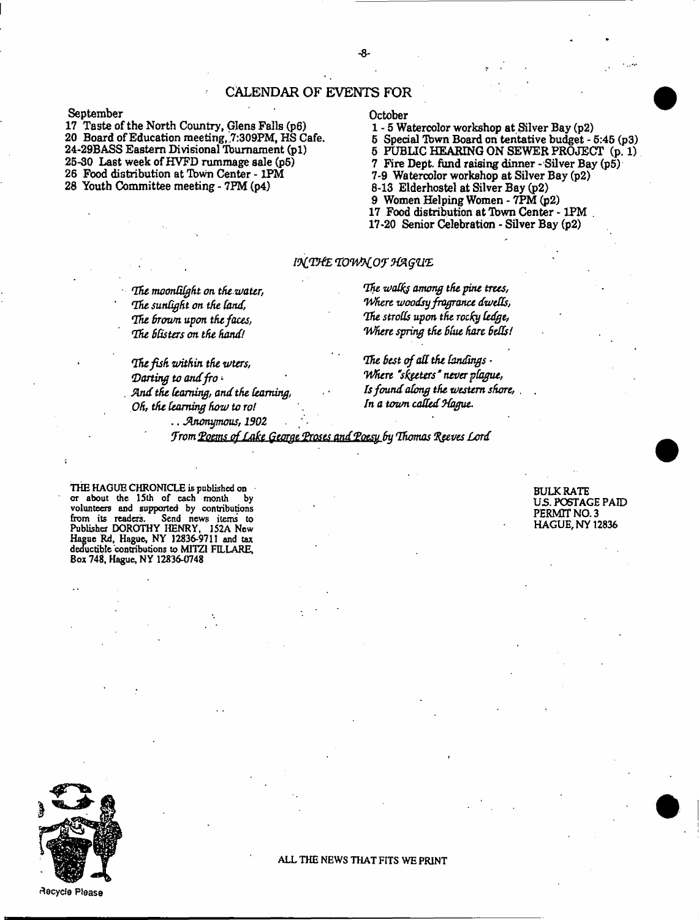## CALENDAR OF EVENTS FOR

**September**

17 Taste of the North Country, Glens Falls (p6)
20 Board of Education meeting, 7:309PM, HS Cafe.
24-29BASS Eastern Divisional Tournament (p1)
25-30 Last week of HVFD rummage sale (p5)
26 Food distribution at Town Center - 1PM
28 Youth Committee meeting - 7PM (p4)

**October**

1 - 5 Watercolor workshop at Silver Bay (p2)
5 Special Town Board on tentative budget - 5:45 (p3)
5 PUBLIC HEARING ON SEWER PROJECT (p. 1)
7 Fire Dept. fund raising dinner - Silver Bay (p5)
7-9 Watercolor workshop at Silver Bay (p2)
8-13 Elderhostel at Silver Bay (p2)
9 Women Helping Women - 7PM (p2)
17 Food distribution at Town Center - 1PM
17-20 Senior Celebration - Silver Bay (p2)

### *IN THE TOWN OF HAGUE*

*The moonlight on the water,*
*The sunlight on the land,*
*The brown upon the faces,*
*The blisters on the hand!*

*The fish within the wters,*
*Darting to and fro -*
*And the learning, and the learning,*
*Oh, the learning how to ro!*

*The walks among the pine trees,*
*Where woodsy fragrance dwells,*
*The strolls upon the rocky ledge,*
*Where spring the blue hare bells!*

*The best of all the landings -*
*Where "skeeters" never plague,*
*Is found along the western shore,*
*In a town called Hague.*

*.. Anonymous, 1902*

*From Poems of Lake George Proses and Poesy by Thomas Reeves Lord*

THE HAGUE CHRONICLE is published on or about the 15th of each month by volunteers and supported by contributions from its readers. Send news items to Publisher DOROTHY HENRY, 152A New Hague Rd, Hague, NY 12836-9711 and tax deductible contributions to MITZI FILLARE, Box 748, Hague, NY 12836-0748

BULK RATE
U.S. POSTAGE PAID
PERMIT NO. 3
HAGUE, NY 12836

Recycle Please

ALL THE NEWS THAT FITS WE PRINT